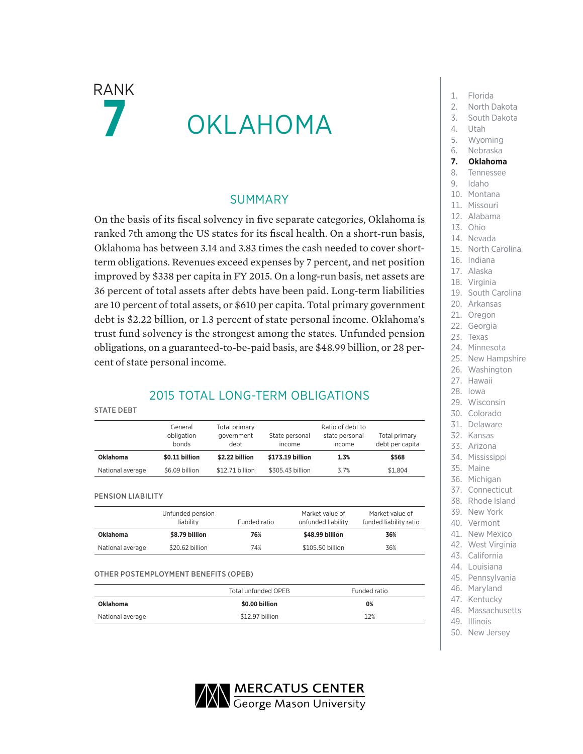RANK

# 7 OKLAHOMA

## SUMMARY

On the basis of its fiscal solvency in five separate categories, Oklahoma is ranked 7th among the US states for its fiscal health. On a short-run basis, Oklahoma has between 3.14 and 3.83 times the cash needed to cover short-term obligations. Revenues exceed expenses by 7 percent, and net position improved by $338 per capita in FY 2015. On a long-run basis, net assets are 36 percent of total assets after debts have been paid. Long-term liabilities are 10 percent of total assets, or $610 per capita. Total primary government debt is $2.22 billion, or 1.3 percent of state personal income. Oklahoma's trust fund solvency is the strongest among the states. Unfunded pension obligations, on a guaranteed-to-be-paid basis, are $48.99 billion, or 28 percent of state personal income.

## 2015 TOTAL LONG-TERM OBLIGATIONS

### STATE DEBT

| | General obligation bonds | Total primary government debt | State personal income | Ratio of debt to state personal income | Total primary debt per capita |
|---|---|---|---|---|---|
| **Oklahoma** | **$0.11 billion** | **$2.22 billion** | **$173.19 billion** | **1.3%** | **$568** |
| National average | $6.09 billion | $12.71 billion | $305.43 billion | 3.7% | $1,804 |

### PENSION LIABILITY

| | Unfunded pension liability | Funded ratio | Market value of unfunded liability | Market value of funded liability ratio |
|---|---|---|---|---|
| **Oklahoma** | **$8.79 billion** | **76%** | **$48.99 billion** | **36%** |
| National average | $20.62 billion | 74% | $105.50 billion | 36% |

### OTHER POSTEMPLOYMENT BENEFITS (OPEB)

| | Total unfunded OPEB | Funded ratio |
|---|---|---|
| **Oklahoma** | **$0.00 billion** | **0%** |
| National average | $12.97 billion | 12% |

1. Florida
2. North Dakota
3. South Dakota
4. Utah
5. Wyoming
6. Nebraska
7. **Oklahoma**
8. Tennessee
9. Idaho
10. Montana
11. Missouri
12. Alabama
13. Ohio
14. Nevada
15. North Carolina
16. Indiana
17. Alaska
18. Virginia
19. South Carolina
20. Arkansas
21. Oregon
22. Georgia
23. Texas
24. Minnesota
25. New Hampshire
26. Washington
27. Hawaii
28. Iowa
29. Wisconsin
30. Colorado
31. Delaware
32. Kansas
33. Arizona
34. Mississippi
35. Maine
36. Michigan
37. Connecticut
38. Rhode Island
39. New York
40. Vermont
41. New Mexico
42. West Virginia
43. California
44. Louisiana
45. Pennsylvania
46. Maryland
47. Kentucky
48. Massachusetts
49. Illinois
50. New Jersey

MERCATUS CENTER
George Mason University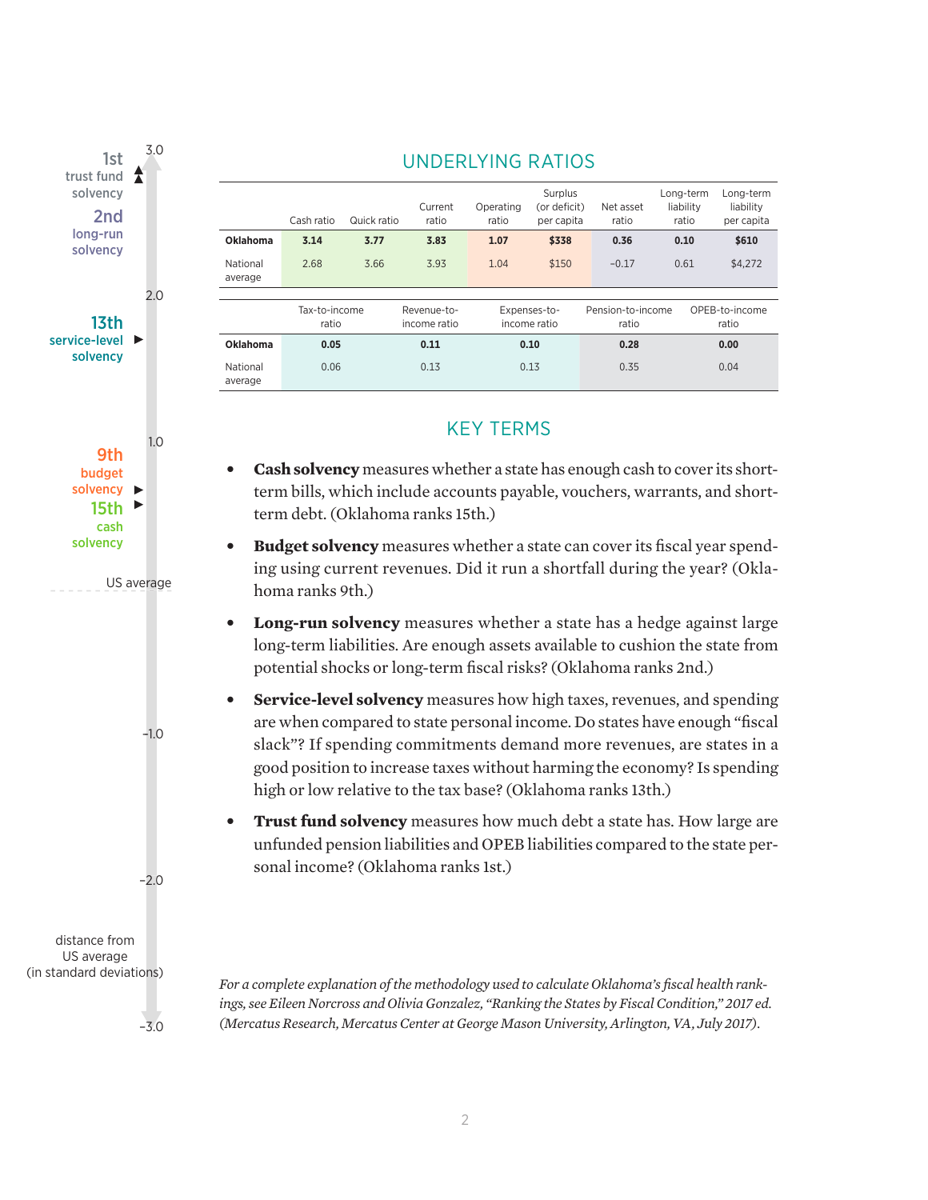1st
trust fund
solvency

2nd
long-run
solvency

13th
service-level
solvency

9th
budget
solvency

15th
cash
solvency

US average

3.0
2.0
1.0
-1.0
-2.0
-3.0

distance from
US average
(in standard deviations)

## UNDERLYING RATIOS

| | Cash ratio | Quick ratio | Current ratio | Operating ratio | Surplus (or deficit) per capita | Net asset ratio | Long-term liability ratio | Long-term liability per capita |
|---|---|---|---|---|---|---|---|---|
| **Oklahoma** | **3.14** | **3.77** | **3.83** | **1.07** | **$338** | **0.36** | **0.10** | **$610** |
| National average | 2.68 | 3.66 | 3.93 | 1.04 | $150 | −0.17 | 0.61 | $4,272 |

| | Tax-to-income ratio | Revenue-to-income ratio | Expenses-to-income ratio | Pension-to-income ratio | OPEB-to-income ratio |
|---|---|---|---|---|---|
| **Oklahoma** | **0.05** | **0.11** | **0.10** | **0.28** | **0.00** |
| National average | 0.06 | 0.13 | 0.13 | 0.35 | 0.04 |

## KEY TERMS

- **Cash solvency** measures whether a state has enough cash to cover its short-term bills, which include accounts payable, vouchers, warrants, and short-term debt. (Oklahoma ranks 15th.)
- **Budget solvency** measures whether a state can cover its fiscal year spending using current revenues. Did it run a shortfall during the year? (Oklahoma ranks 9th.)
- **Long-run solvency** measures whether a state has a hedge against large long-term liabilities. Are enough assets available to cushion the state from potential shocks or long-term fiscal risks? (Oklahoma ranks 2nd.)
- **Service-level solvency** measures how high taxes, revenues, and spending are when compared to state personal income. Do states have enough "fiscal slack"? If spending commitments demand more revenues, are states in a good position to increase taxes without harming the economy? Is spending high or low relative to the tax base? (Oklahoma ranks 13th.)
- **Trust fund solvency** measures how much debt a state has. How large are unfunded pension liabilities and OPEB liabilities compared to the state personal income? (Oklahoma ranks 1st.)

*For a complete explanation of the methodology used to calculate Oklahoma's fiscal health rankings, see Eileen Norcross and Olivia Gonzalez, "Ranking the States by Fiscal Condition," 2017 ed. (Mercatus Research, Mercatus Center at George Mason University, Arlington, VA, July 2017).*